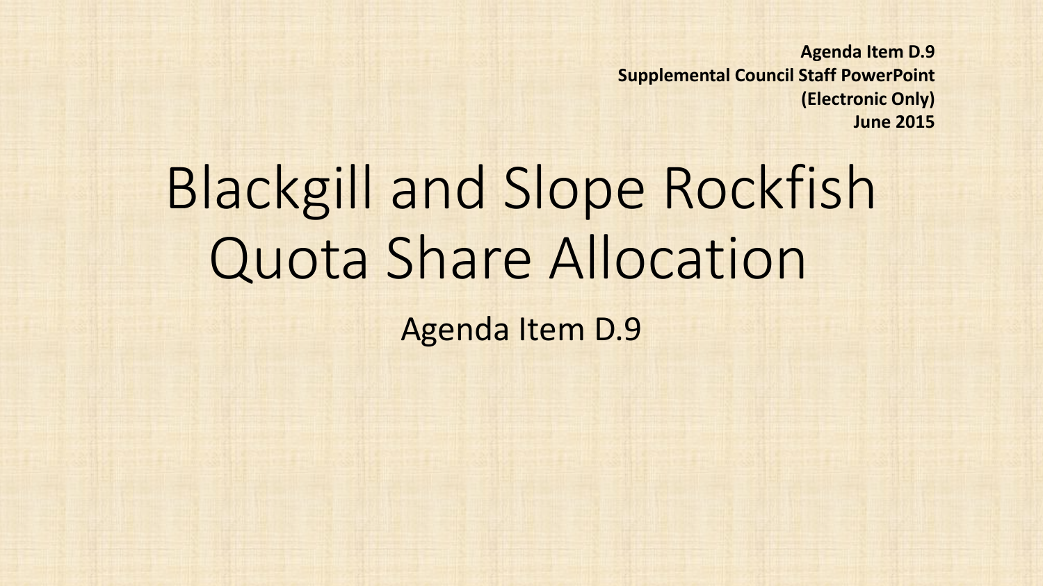**Agenda Item D.9**
**Supplemental Council Staff PowerPoint**
**(Electronic Only)**
**June 2015**

# Blackgill and Slope Rockfish Quota Share Allocation

Agenda Item D.9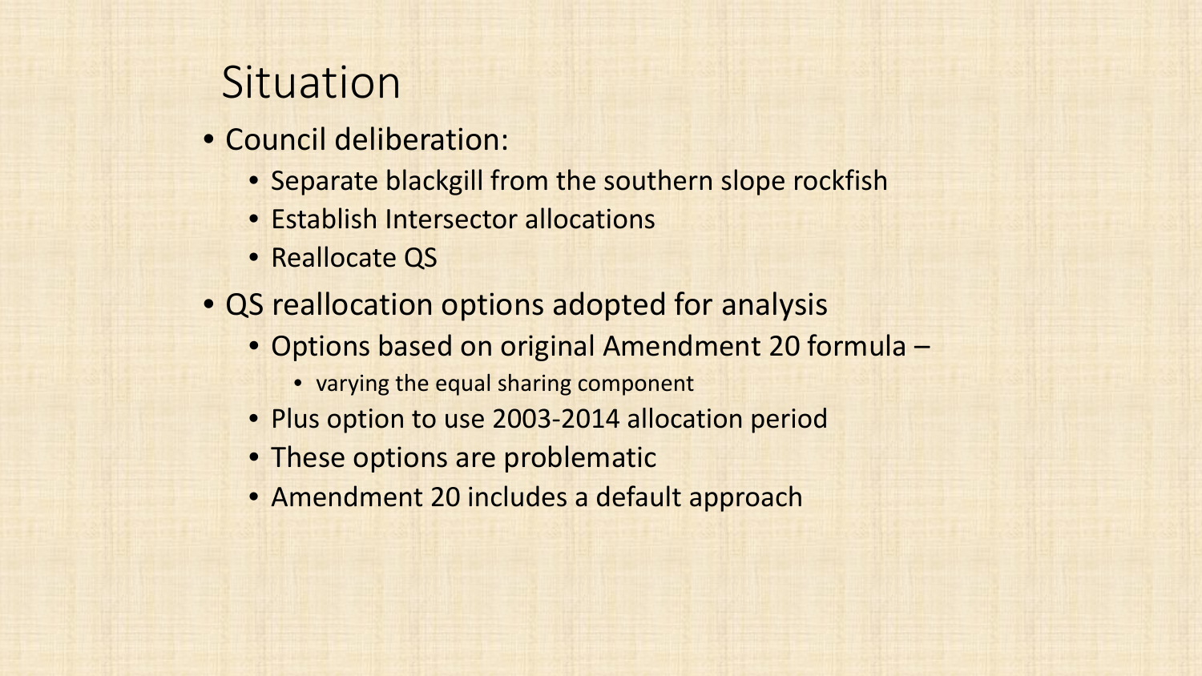# Situation

- Council deliberation:
  - Separate blackgill from the southern slope rockfish
  - Establish Intersector allocations
  - Reallocate QS
- QS reallocation options adopted for analysis
  - Options based on original Amendment 20 formula –
    - varying the equal sharing component
  - Plus option to use 2003-2014 allocation period
  - These options are problematic
  - Amendment 20 includes a default approach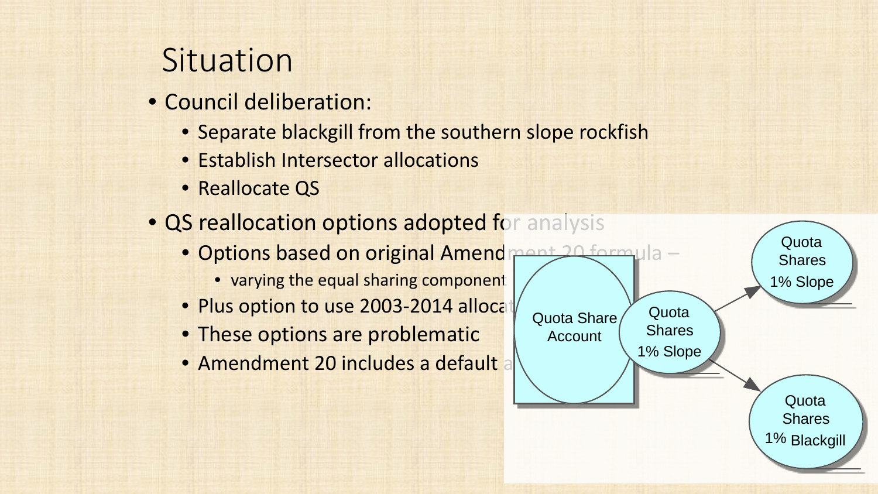# Situation

- Council deliberation:
  - Separate blackgill from the southern slope rockfish
  - Establish Intersector allocations
  - Reallocate QS
- QS reallocation options adopted for analysis
  - Options based on original Amendment 20 formula –
    - varying the equal sharing component
  - Plus option to use 2003-2014 allocat
  - These options are problematic
  - Amendment 20 includes a default a

Quota Share Account

Quota Shares 1% Slope

Quota Shares 1% Slope

Quota Shares 1% Blackgill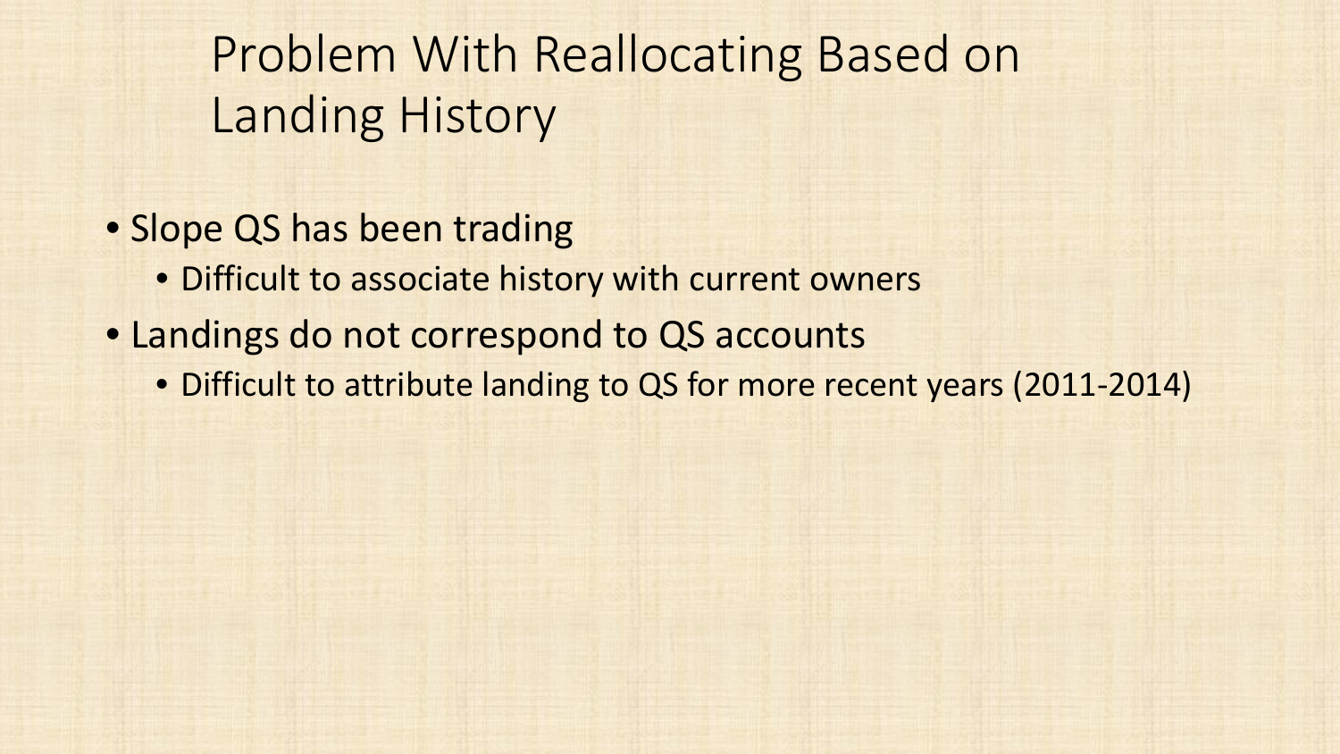# Problem With Reallocating Based on Landing History

- Slope QS has been trading
  - Difficult to associate history with current owners
- Landings do not correspond to QS accounts
  - Difficult to attribute landing to QS for more recent years (2011-2014)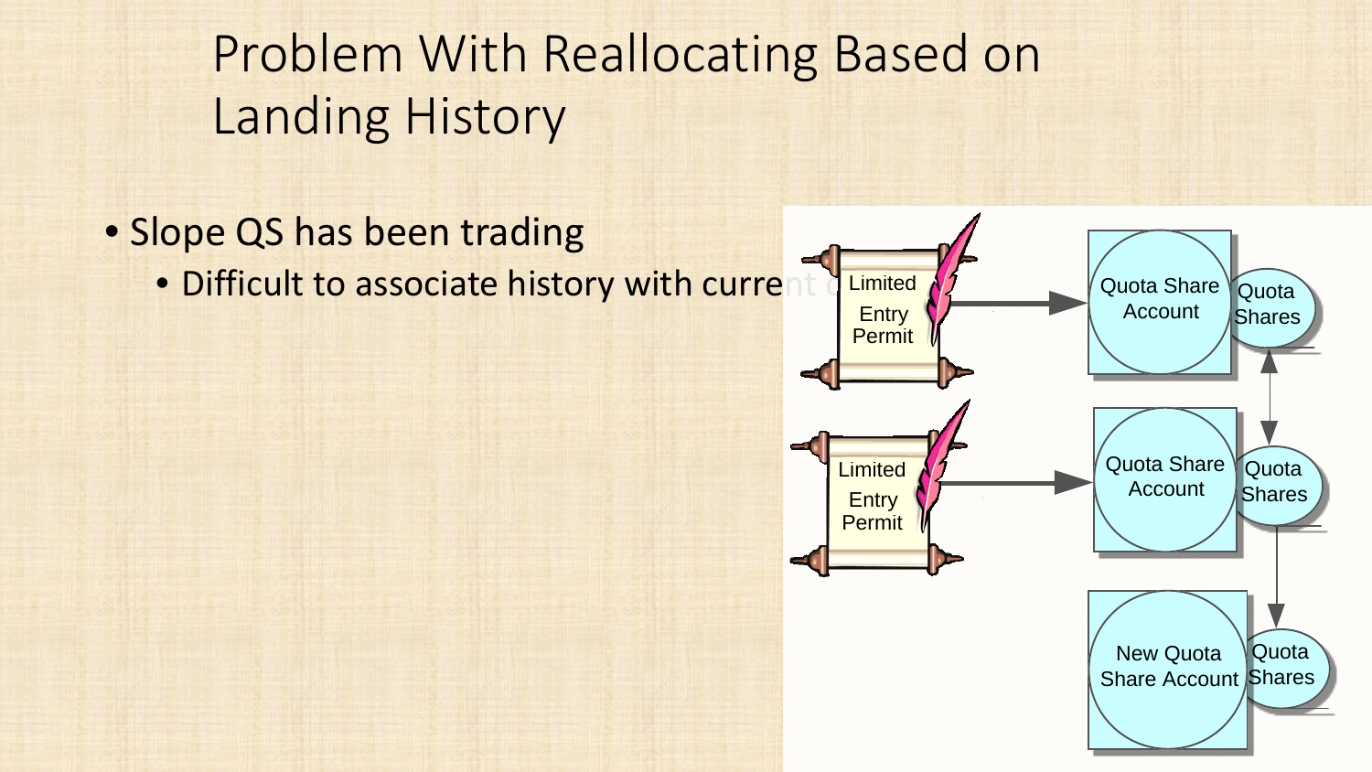# Problem With Reallocating Based on Landing History

- Slope QS has been trading
  - Difficult to associate history with current

Limited Entry Permit

Limited Entry Permit

Quota Share Account

Quota Shares

Quota Share Account

Quota Shares

New Quota Share Account

Quota Shares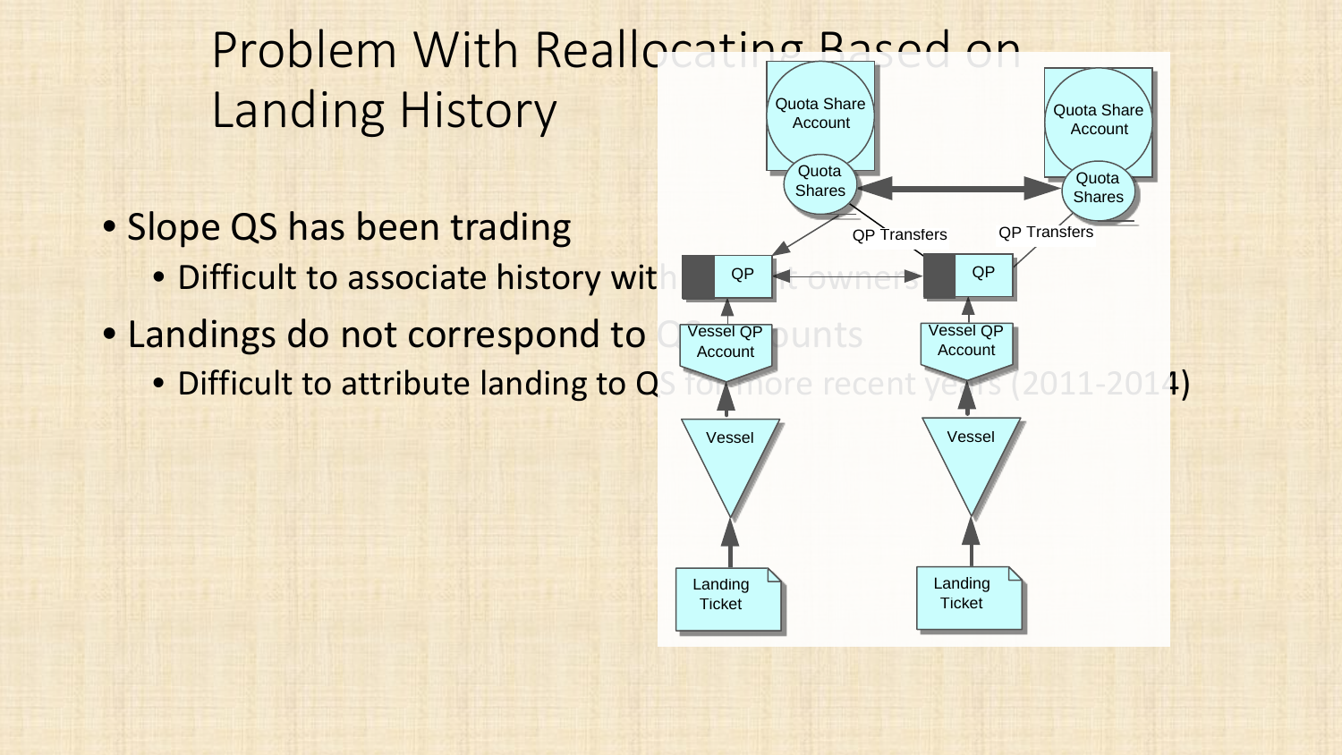# Problem With Reallocating Based on Landing History

- Slope QS has been trading
  - Difficult to associate history with current owners
- Landings do not correspond to QS accounts
  - Difficult to attribute landing to QS for more recent years (2011-2014)

Quota Share Account
Quota Shares
QP Transfers
QP
Vessel QP Account
Vessel
Landing Ticket

Quota Share Account
Quota Shares
QP Transfers
QP
Vessel QP Account
Vessel
Landing Ticket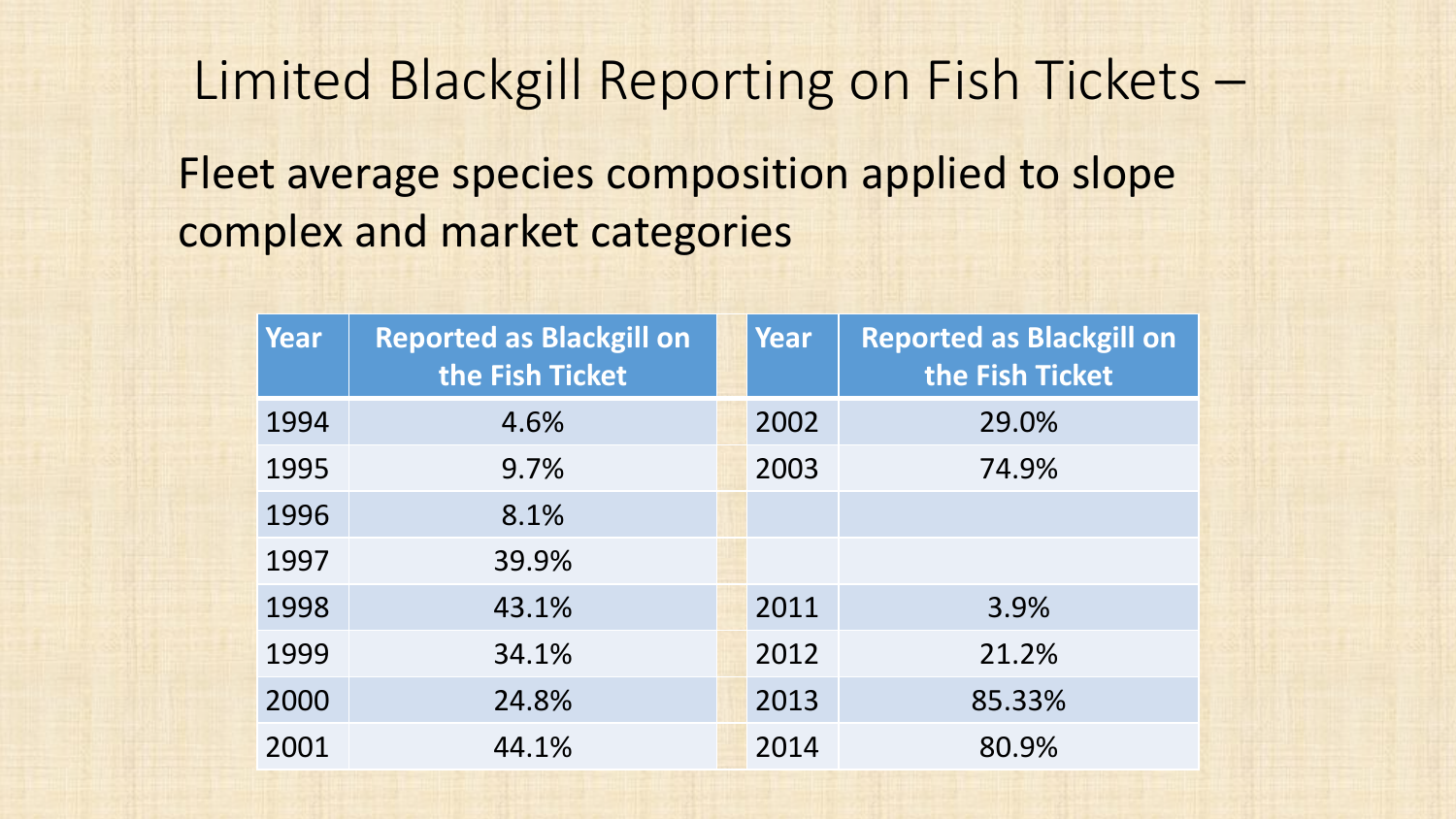# Limited Blackgill Reporting on Fish Tickets –

Fleet average species composition applied to slope complex and market categories

| Year | Reported as Blackgill on the Fish Ticket | Year | Reported as Blackgill on the Fish Ticket |
|---|---|---|---|
| 1994 | 4.6% | 2002 | 29.0% |
| 1995 | 9.7% | 2003 | 74.9% |
| 1996 | 8.1% | | |
| 1997 | 39.9% | | |
| 1998 | 43.1% | 2011 | 3.9% |
| 1999 | 34.1% | 2012 | 21.2% |
| 2000 | 24.8% | 2013 | 85.33% |
| 2001 | 44.1% | 2014 | 80.9% |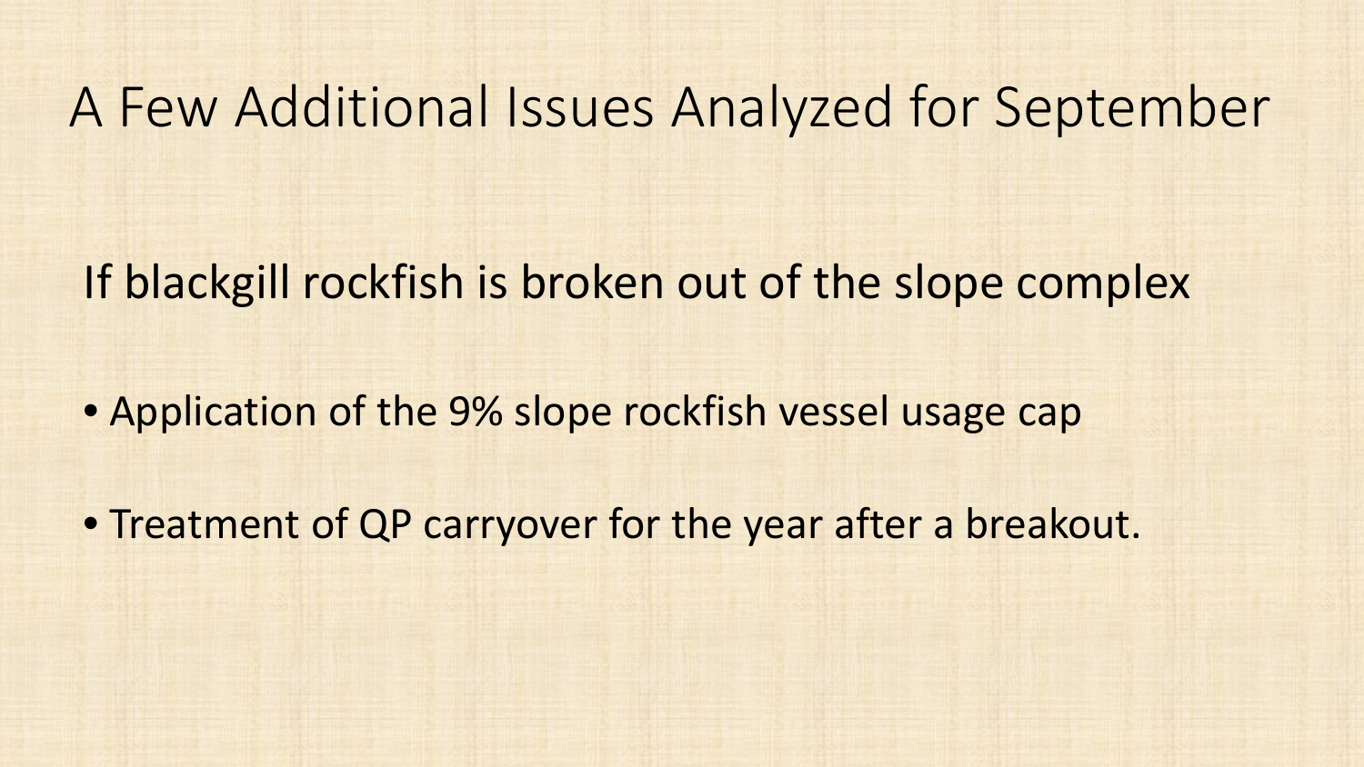# A Few Additional Issues Analyzed for September

If blackgill rockfish is broken out of the slope complex

- Application of the 9% slope rockfish vessel usage cap
- Treatment of QP carryover for the year after a breakout.